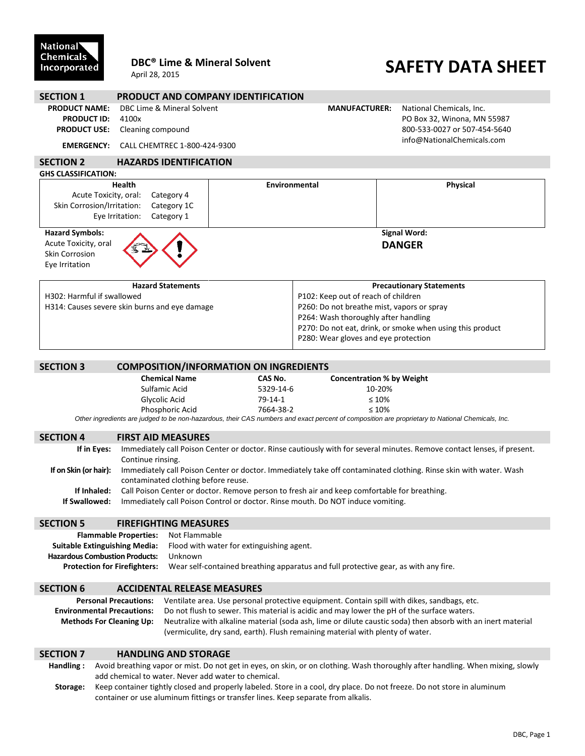National Chemicals Incorporated

**DBC® Lime & Mineral Solvent**
April 28, 2015

# SAFETY DATA SHEET

## SECTION 1 PRODUCT AND COMPANY IDENTIFICATION

**PRODUCT NAME:** DBC Lime & Mineral Solvent
**PRODUCT ID:** 4100x
**PRODUCT USE:** Cleaning compound
**EMERGENCY:** CALL CHEMTREC 1-800-424-9300

**MANUFACTURER:** National Chemicals, Inc.
PO Box 32, Winona, MN 55987
800-533-0027 or 507-454-5640
info@NationalChemicals.com

## SECTION 2 HAZARDS IDENTIFICATION

**GHS CLASSIFICATION:**

| Health | Environmental | Physical |
|---|---|---|
| Acute Toxicity, oral: Category 4<br>Skin Corrosion/Irritation: Category 1C<br>Eye Irritation: Category 1 | | |

**Hazard Symbols:**
Acute Toxicity, oral
Skin Corrosion
Eye Irritation

**Signal Word:**
**DANGER**

| Hazard Statements | Precautionary Statements |
|---|---|
| H302: Harmful if swallowed | P102: Keep out of reach of children |
| H314: Causes severe skin burns and eye damage | P260: Do not breathe mist, vapors or spray |
| | P264: Wash thoroughly after handling |
| | P270: Do not eat, drink, or smoke when using this product |
| | P280: Wear gloves and eye protection |

## SECTION 3 COMPOSITION/INFORMATION ON INGREDIENTS

| Chemical Name | CAS No. | Concentration % by Weight |
|---|---|---|
| Sulfamic Acid | 5329-14-6 | 10-20% |
| Glycolic Acid | 79-14-1 | ≤ 10% |
| Phosphoric Acid | 7664-38-2 | ≤ 10% |

*Other ingredients are judged to be non-hazardous, their CAS numbers and exact percent of composition are proprietary to National Chemicals, Inc.*

## SECTION 4 FIRST AID MEASURES

**If in Eyes:** Immediately call Poison Center or doctor. Rinse cautiously with for several minutes. Remove contact lenses, if present. Continue rinsing.

**If on Skin (or hair):** Immediately call Poison Center or doctor. Immediately take off contaminated clothing. Rinse skin with water. Wash contaminated clothing before reuse.

**If Inhaled:** Call Poison Center or doctor. Remove person to fresh air and keep comfortable for breathing.

**If Swallowed:** Immediately call Poison Control or doctor. Rinse mouth. Do NOT induce vomiting.

## SECTION 5 FIREFIGHTING MEASURES

**Flammable Properties:** Not Flammable
**Suitable Extinguishing Media:** Flood with water for extinguishing agent.
**Hazardous Combustion Products:** Unknown
**Protection for Firefighters:** Wear self-contained breathing apparatus and full protective gear, as with any fire.

## SECTION 6 ACCIDENTAL RELEASE MEASURES

**Personal Precautions:** Ventilate area. Use personal protective equipment. Contain spill with dikes, sandbags, etc.
**Environmental Precautions:** Do not flush to sewer. This material is acidic and may lower the pH of the surface waters.
**Methods For Cleaning Up:** Neutralize with alkaline material (soda ash, lime or dilute caustic soda) then absorb with an inert material (vermiculite, dry sand, earth). Flush remaining material with plenty of water.

## SECTION 7 HANDLING AND STORAGE

**Handling :** Avoid breathing vapor or mist. Do not get in eyes, on skin, or on clothing. Wash thoroughly after handling. When mixing, slowly add chemical to water. Never add water to chemical.

**Storage:** Keep container tightly closed and properly labeled. Store in a cool, dry place. Do not freeze. Do not store in aluminum container or use aluminum fittings or transfer lines. Keep separate from alkalis.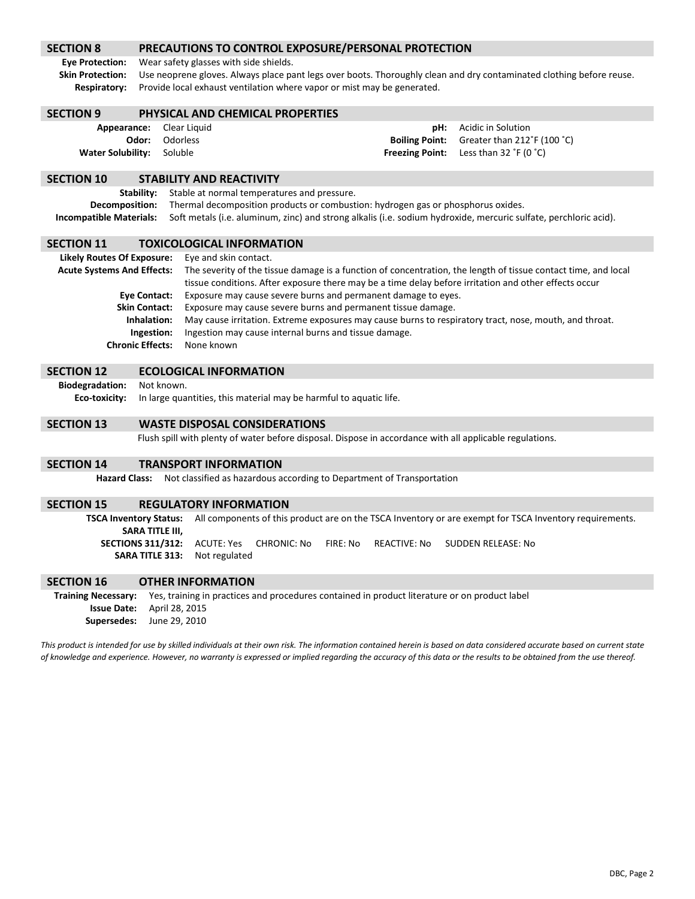## SECTION 8 PRECAUTIONS TO CONTROL EXPOSURE/PERSONAL PROTECTION

**Eye Protection:** Wear safety glasses with side shields.
**Skin Protection:** Use neoprene gloves. Always place pant legs over boots. Thoroughly clean and dry contaminated clothing before reuse.
**Respiratory:** Provide local exhaust ventilation where vapor or mist may be generated.

## SECTION 9 PHYSICAL AND CHEMICAL PROPERTIES

| | | | |
|---|---|---|---|
| **Appearance:** | Clear Liquid | **pH:** | Acidic in Solution |
| **Odor:** | Odorless | **Boiling Point:** | Greater than 212˚F (100 ˚C) |
| **Water Solubility:** | Soluble | **Freezing Point:** | Less than 32 ˚F (0 ˚C) |

## SECTION 10 STABILITY AND REACTIVITY

**Stability:** Stable at normal temperatures and pressure.
**Decomposition:** Thermal decomposition products or combustion: hydrogen gas or phosphorus oxides.
**Incompatible Materials:** Soft metals (i.e. aluminum, zinc) and strong alkalis (i.e. sodium hydroxide, mercuric sulfate, perchloric acid).

## SECTION 11 TOXICOLOGICAL INFORMATION

**Likely Routes Of Exposure:** Eye and skin contact.
**Acute Systems And Effects:** The severity of the tissue damage is a function of concentration, the length of tissue contact time, and local tissue conditions. After exposure there may be a time delay before irritation and other effects occur
**Eye Contact:** Exposure may cause severe burns and permanent damage to eyes.
**Skin Contact:** Exposure may cause severe burns and permanent tissue damage.
**Inhalation:** May cause irritation. Extreme exposures may cause burns to respiratory tract, nose, mouth, and throat.
**Ingestion:** Ingestion may cause internal burns and tissue damage.
**Chronic Effects:** None known

## SECTION 12 ECOLOGICAL INFORMATION

**Biodegradation:** Not known.
**Eco-toxicity:** In large quantities, this material may be harmful to aquatic life.

## SECTION 13 WASTE DISPOSAL CONSIDERATIONS

Flush spill with plenty of water before disposal. Dispose in accordance with all applicable regulations.

## SECTION 14 TRANSPORT INFORMATION

**Hazard Class:** Not classified as hazardous according to Department of Transportation

## SECTION 15 REGULATORY INFORMATION

**TSCA Inventory Status:** All components of this product are on the TSCA Inventory or are exempt for TSCA Inventory requirements.
**SARA TITLE III, SECTIONS 311/312:** ACUTE: Yes CHRONIC: No FIRE: No REACTIVE: No SUDDEN RELEASE: No
**SARA TITLE 313:** Not regulated

## SECTION 16 OTHER INFORMATION

**Training Necessary:** Yes, training in practices and procedures contained in product literature or on product label
**Issue Date:** April 28, 2015
**Supersedes:** June 29, 2010

*This product is intended for use by skilled individuals at their own risk. The information contained herein is based on data considered accurate based on current state of knowledge and experience. However, no warranty is expressed or implied regarding the accuracy of this data or the results to be obtained from the use thereof.*